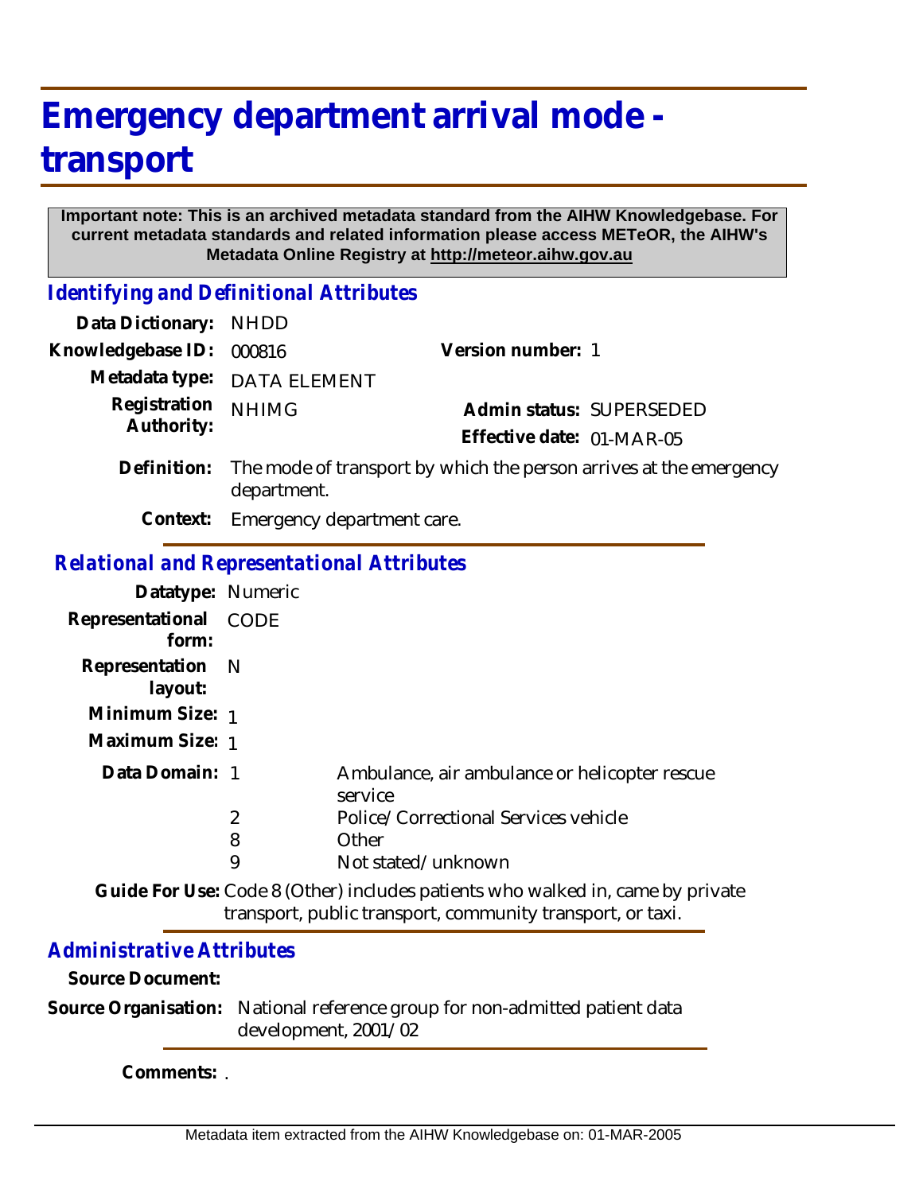# Emergency department arrival mode - transport

**Important note: This is an archived metadata standard from the AIHW Knowledgebase. For current metadata standards and related information please access METeOR, the AIHW's Metadata Online Registry at http://meteor.aihw.gov.au**

## Identifying and Definitional Attributes

**Data Dictionary:** NHDD

**Knowledgebase ID:** 000816

**Version number:** 1

**Metadata type:** DATA ELEMENT

**Registration Authority:** NHIMG

**Admin status:** SUPERSEDED

**Effective date:** 01-MAR-05

**Definition:** The mode of transport by which the person arrives at the emergency department.

**Context:** Emergency department care.

## Relational and Representational Attributes

**Datatype:** Numeric

**Representational form:** CODE

**Representation layout:** N

**Minimum Size:** 1

**Maximum Size:** 1

**Data Domain:**

| Code | Description |
|---|---|
| 1 | Ambulance, air ambulance or helicopter rescue service |
| 2 | Police/Correctional Services vehicle |
| 8 | Other |
| 9 | Not stated/unknown |

**Guide For Use:** Code 8 (Other) includes patients who walked in, came by private transport, public transport, community transport, or taxi.

## Administrative Attributes

**Source Document:**

**Source Organisation:** National reference group for non-admitted patient data development, 2001/02

**Comments:** .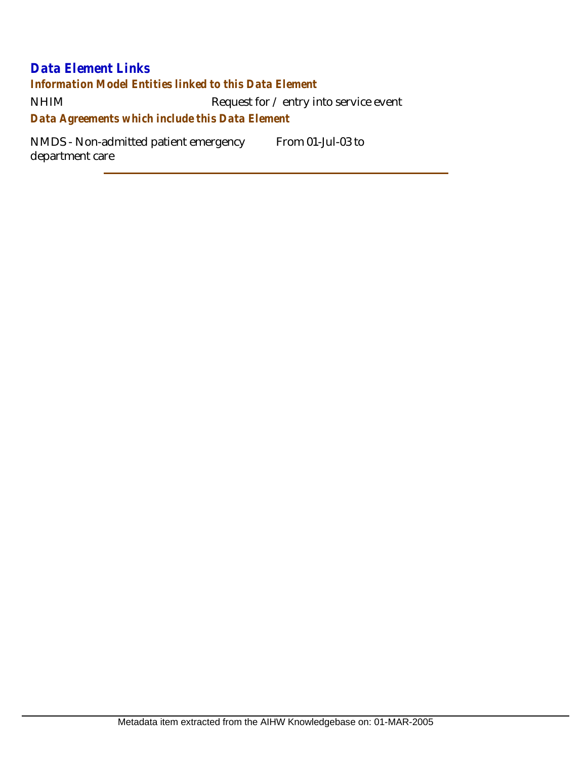## Data Element Links

### Information Model Entities linked to this Data Element

| | |
|---|---|
| NHIM | Request for / entry into service event |

### Data Agreements which include this Data Element

| | |
|---|---|
| NMDS - Non-admitted patient emergency department care | From 01-Jul-03 to |

Metadata item extracted from the AIHW Knowledgebase on: 01-MAR-2005